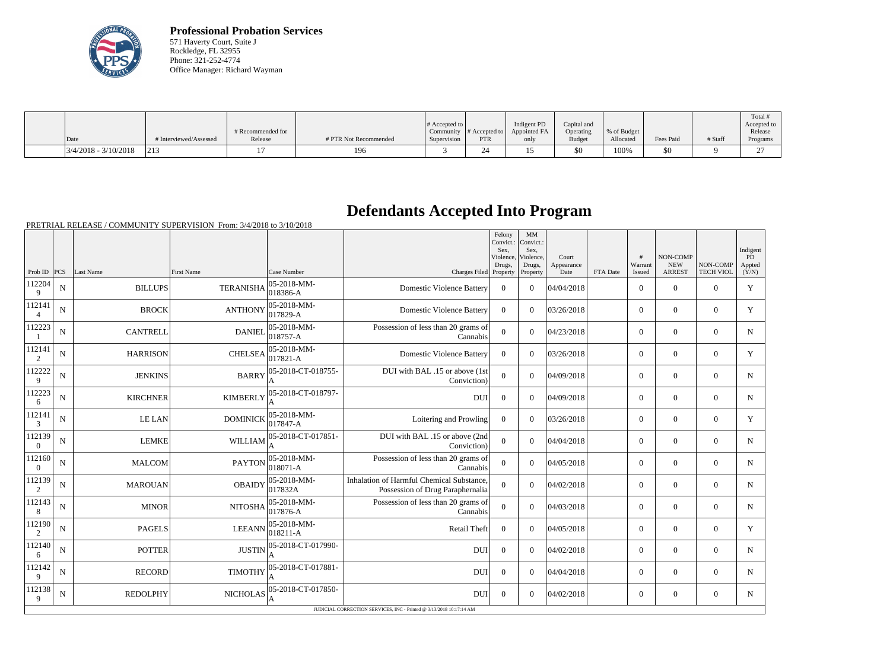**Professional Probation Services**
571 Haverty Court, Suite J
Rockledge, FL 32955
Phone: 321-252-4774
Office Manager: Richard Wayman

| Date | # Interviewed/Assessed | # Recommended for Release | # PTR Not Recommended | # Accepted to Community Supervision | # Accepted to PTR | Indigent PD Appointed FA only | Capital and Operating Budget | % of Budget Allocated | Fees Paid | # Staff | Total # Accepted to Release Programs |
|---|---|---|---|---|---|---|---|---|---|---|---|
| 3/4/2018 - 3/10/2018 | 213 | 17 | 196 | 3 | 24 | 15 | $0 | 100% | $0 | 9 | 27 |

# Defendants Accepted Into Program

PRETRIAL RELEASE / COMMUNITY SUPERVISION From: 3/4/2018 to 3/10/2018

| Prob ID | PCS | Last Name | First Name | Case Number | Charges Filed | Felony Convict.: Sex, Violence, Drugs, Property | MM Convict.: Sex, Violence, Drugs, Property | Court Appearance Date | FTA Date | # Warrant Issued | NON-COMP NEW ARREST | NON-COMP TECH VIOL | Indigent PD Appted (Y/N) |
|---|---|---|---|---|---|---|---|---|---|---|---|---|---|
| 1122049 | N | BILLUPS | TERANISHA | 05-2018-MM-018386-A | Domestic Violence Battery | 0 | 0 | 04/04/2018 | | 0 | 0 | 0 | Y |
| 1121414 | N | BROCK | ANTHONY | 05-2018-MM-017829-A | Domestic Violence Battery | 0 | 0 | 03/26/2018 | | 0 | 0 | 0 | Y |
| 1122231 | N | CANTRELL | DANIEL | 05-2018-MM-018757-A | Possession of less than 20 grams of Cannabis | 0 | 0 | 04/23/2018 | | 0 | 0 | 0 | N |
| 1121412 | N | HARRISON | CHELSEA | 05-2018-MM-017821-A | Domestic Violence Battery | 0 | 0 | 03/26/2018 | | 0 | 0 | 0 | Y |
| 1122229 | N | JENKINS | BARRY | 05-2018-CT-018755-A | DUI with BAL .15 or above (1st Conviction) | 0 | 0 | 04/09/2018 | | 0 | 0 | 0 | N |
| 1122236 | N | KIRCHNER | KIMBERLY | 05-2018-CT-018797-A | DUI | 0 | 0 | 04/09/2018 | | 0 | 0 | 0 | N |
| 1121413 | N | LE LAN | DOMINICK | 05-2018-MM-017847-A | Loitering and Prowling | 0 | 0 | 03/26/2018 | | 0 | 0 | 0 | Y |
| 1121390 | N | LEMKE | WILLIAM | 05-2018-CT-017851-A | DUI with BAL .15 or above (2nd Conviction) | 0 | 0 | 04/04/2018 | | 0 | 0 | 0 | N |
| 1121600 | N | MALCOM | PAYTON | 05-2018-MM-018071-A | Possession of less than 20 grams of Cannabis | 0 | 0 | 04/05/2018 | | 0 | 0 | 0 | N |
| 1121392 | N | MAROUAN | OBAIDY | 05-2018-MM-017832A | Inhalation of Harmful Chemical Substance, Possession of Drug Paraphernalia | 0 | 0 | 04/02/2018 | | 0 | 0 | 0 | N |
| 1121438 | N | MINOR | NITOSHA | 05-2018-MM-017876-A | Possession of less than 20 grams of Cannabis | 0 | 0 | 04/03/2018 | | 0 | 0 | 0 | N |
| 1121902 | N | PAGELS | LEEANN | 05-2018-MM-018211-A | Retail Theft | 0 | 0 | 04/05/2018 | | 0 | 0 | 0 | Y |
| 1121406 | N | POTTER | JUSTIN | 05-2018-CT-017990-A | DUI | 0 | 0 | 04/02/2018 | | 0 | 0 | 0 | N |
| 1121429 | N | RECORD | TIMOTHY | 05-2018-CT-017881-A | DUI | 0 | 0 | 04/04/2018 | | 0 | 0 | 0 | N |
| 1121389 | N | REDOLPHY | NICHOLAS | 05-2018-CT-017850-A | DUI | 0 | 0 | 04/02/2018 | | 0 | 0 | 0 | N |

JUDICIAL CORRECTION SERVICES, INC - Printed @ 3/13/2018 10:17:14 AM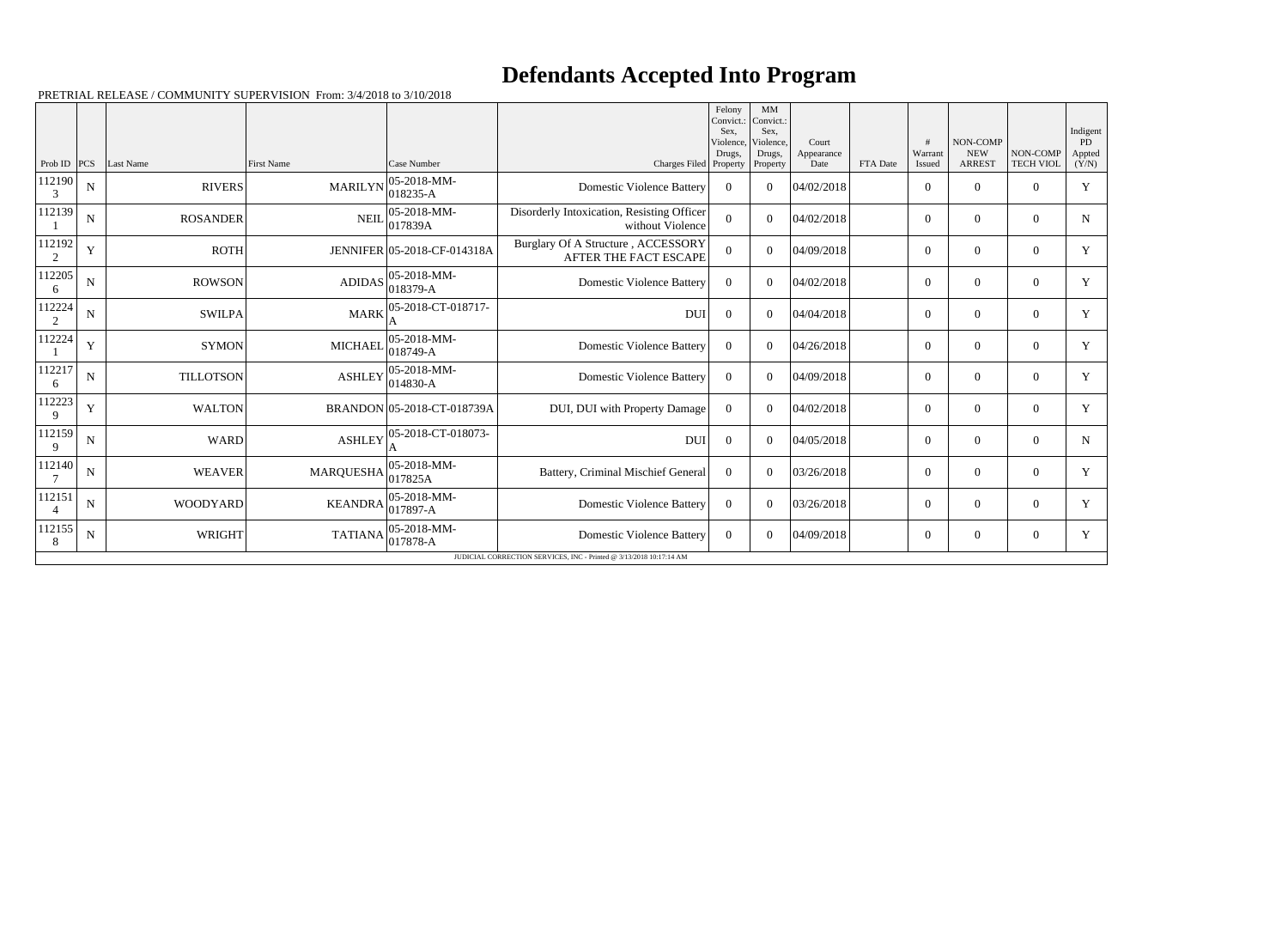# Defendants Accepted Into Program

PRETRIAL RELEASE / COMMUNITY SUPERVISION From: 3/4/2018 to 3/10/2018

| Prob ID | PCS | Last Name | First Name | Case Number | Charges Filed | Felony Convict.: Sex, Violence, Drugs, Property | MM Convict.: Sex, Violence, Drugs, Property | Court Appearance Date | FTA Date | # Warrant Issued | NON-COMP NEW ARREST | NON-COMP TECH VIOL | Indigent PD Appted (Y/N) |
|---|---|---|---|---|---|---|---|---|---|---|---|---|---|
| 1121903 | N | RIVERS | MARILYN | 05-2018-MM-018235-A | Domestic Violence Battery | 0 | 0 | 04/02/2018 | | 0 | 0 | 0 | Y |
| 1121391 | N | ROSANDER | NEIL | 05-2018-MM-017839A | Disorderly Intoxication, Resisting Officer without Violence | 0 | 0 | 04/02/2018 | | 0 | 0 | 0 | N |
| 1121922 | Y | ROTH | JENNIFER | 05-2018-CF-014318A | Burglary Of A Structure , ACCESSORY AFTER THE FACT ESCAPE | 0 | 0 | 04/09/2018 | | 0 | 0 | 0 | Y |
| 1122056 | N | ROWSON | ADIDAS | 05-2018-MM-018379-A | Domestic Violence Battery | 0 | 0 | 04/02/2018 | | 0 | 0 | 0 | Y |
| 1122242 | N | SWILPA | MARK | 05-2018-CT-018717-A | DUI | 0 | 0 | 04/04/2018 | | 0 | 0 | 0 | Y |
| 1122241 | Y | SYMON | MICHAEL | 05-2018-MM-018749-A | Domestic Violence Battery | 0 | 0 | 04/26/2018 | | 0 | 0 | 0 | Y |
| 1122176 | N | TILLOTSON | ASHLEY | 05-2018-MM-014830-A | Domestic Violence Battery | 0 | 0 | 04/09/2018 | | 0 | 0 | 0 | Y |
| 1122239 | Y | WALTON | BRANDON | 05-2018-CT-018739A | DUI, DUI with Property Damage | 0 | 0 | 04/02/2018 | | 0 | 0 | 0 | Y |
| 1121599 | N | WARD | ASHLEY | 05-2018-CT-018073-A | DUI | 0 | 0 | 04/05/2018 | | 0 | 0 | 0 | N |
| 1121407 | N | WEAVER | MARQUESHA | 05-2018-MM-017825A | Battery, Criminal Mischief General | 0 | 0 | 03/26/2018 | | 0 | 0 | 0 | Y |
| 1121514 | N | WOODYARD | KEANDRA | 05-2018-MM-017897-A | Domestic Violence Battery | 0 | 0 | 03/26/2018 | | 0 | 0 | 0 | Y |
| 1121558 | N | WRIGHT | TATIANA | 05-2018-MM-017878-A | Domestic Violence Battery | 0 | 0 | 04/09/2018 | | 0 | 0 | 0 | Y |

JUDICIAL CORRECTION SERVICES, INC - Printed @ 3/13/2018 10:17:14 AM